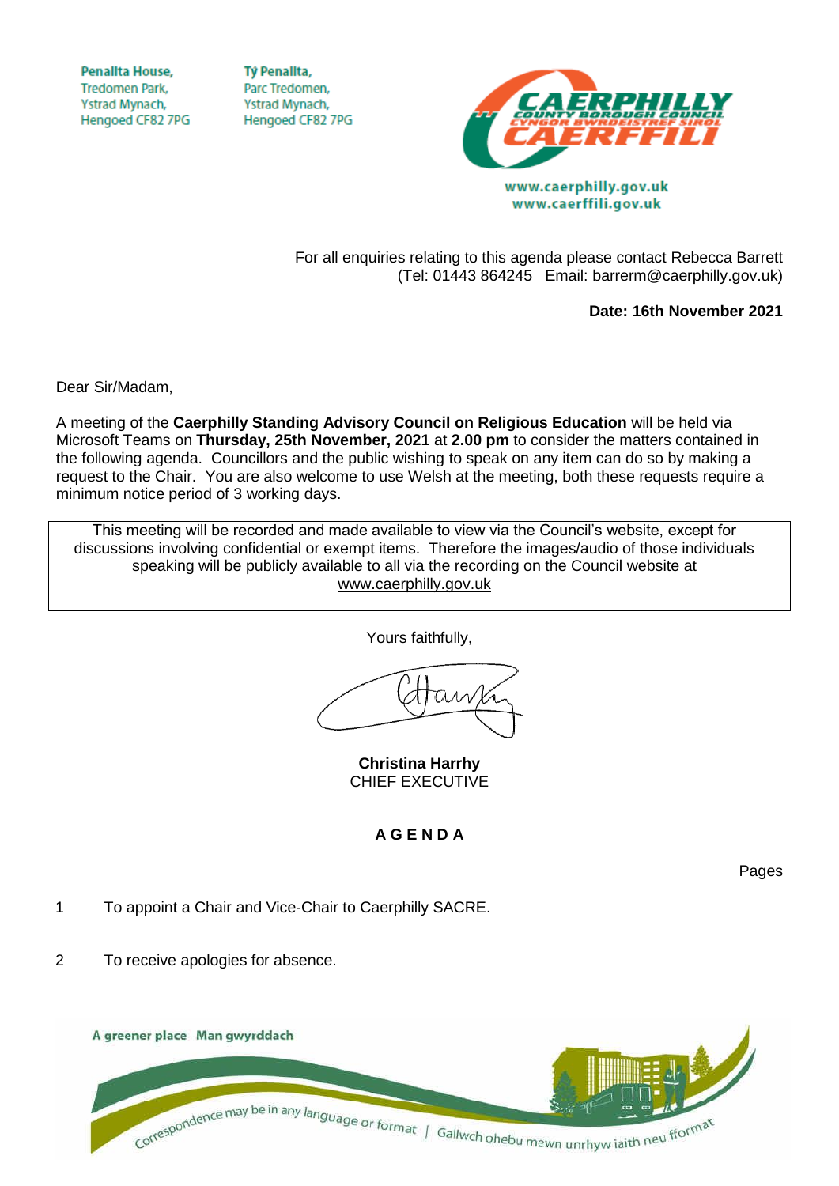Penallta House,
Tredomen Park,
Ystrad Mynach,
Hengoed CF82 7PG

Tŷ Penallta,
Parc Tredomen,
Ystrad Mynach,
Hengoed CF82 7PG

CAERPHILLY COUNTY BOROUGH COUNCIL
CYNGOR BWRDEISTREF SIROL CAERFFILI

www.caerphilly.gov.uk
www.caerffili.gov.uk

For all enquiries relating to this agenda please contact Rebecca Barrett
(Tel: 01443 864245 Email: barrerm@caerphilly.gov.uk)

**Date: 16th November 2021**

Dear Sir/Madam,

A meeting of the **Caerphilly Standing Advisory Council on Religious Education** will be held via Microsoft Teams on **Thursday, 25th November, 2021** at **2.00 pm** to consider the matters contained in the following agenda. Councillors and the public wishing to speak on any item can do so by making a request to the Chair. You are also welcome to use Welsh at the meeting, both these requests require a minimum notice period of 3 working days.

This meeting will be recorded and made available to view via the Council's website, except for discussions involving confidential or exempt items. Therefore the images/audio of those individuals speaking will be publicly available to all via the recording on the Council website at www.caerphilly.gov.uk

Yours faithfully,

**Christina Harrhy**
CHIEF EXECUTIVE

## A G E N D A

Pages

1 To appoint a Chair and Vice-Chair to Caerphilly SACRE.

2 To receive apologies for absence.

A greener place Man gwyrddach

Correspondence may be in any language or format | Gallwch ohebu mewn unrhyw iaith neu fformat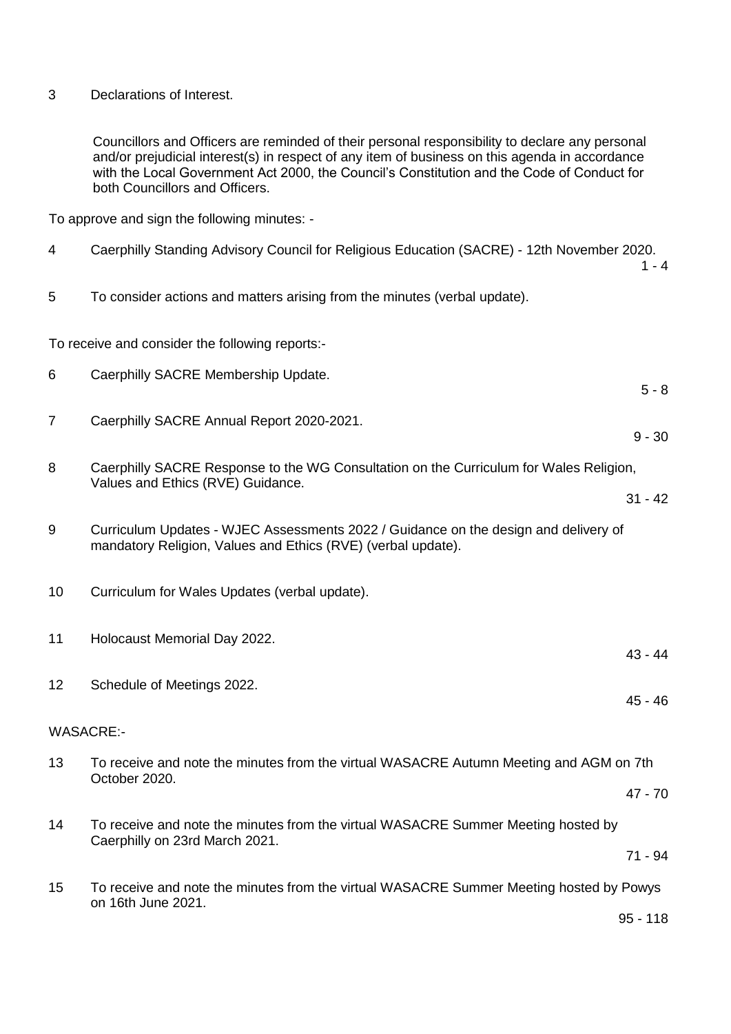3 Declarations of Interest.

Councillors and Officers are reminded of their personal responsibility to declare any personal and/or prejudicial interest(s) in respect of any item of business on this agenda in accordance with the Local Government Act 2000, the Council's Constitution and the Code of Conduct for both Councillors and Officers.

To approve and sign the following minutes: -

4 Caerphilly Standing Advisory Council for Religious Education (SACRE) - 12th November 2020. 1 - 4

5 To consider actions and matters arising from the minutes (verbal update).

To receive and consider the following reports:-

6 Caerphilly SACRE Membership Update. 5 - 8

7 Caerphilly SACRE Annual Report 2020-2021. 9 - 30

8 Caerphilly SACRE Response to the WG Consultation on the Curriculum for Wales Religion, Values and Ethics (RVE) Guidance. 31 - 42

9 Curriculum Updates - WJEC Assessments 2022 / Guidance on the design and delivery of mandatory Religion, Values and Ethics (RVE) (verbal update).

10 Curriculum for Wales Updates (verbal update).

11 Holocaust Memorial Day 2022. 43 - 44

12 Schedule of Meetings 2022. 45 - 46

WASACRE:-

13 To receive and note the minutes from the virtual WASACRE Autumn Meeting and AGM on 7th October 2020. 47 - 70

14 To receive and note the minutes from the virtual WASACRE Summer Meeting hosted by Caerphilly on 23rd March 2021. 71 - 94

15 To receive and note the minutes from the virtual WASACRE Summer Meeting hosted by Powys on 16th June 2021. 95 - 118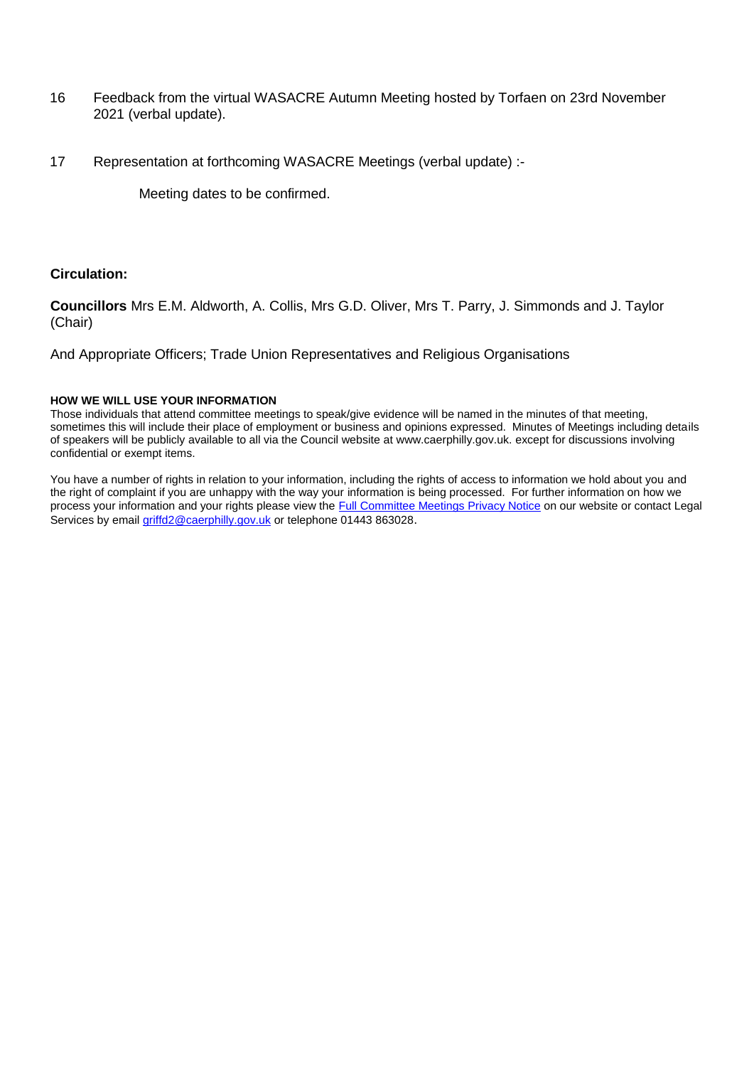16 Feedback from the virtual WASACRE Autumn Meeting hosted by Torfaen on 23rd November 2021 (verbal update).

17 Representation at forthcoming WASACRE Meetings (verbal update) :-

Meeting dates to be confirmed.

**Circulation:**

**Councillors** Mrs E.M. Aldworth, A. Collis, Mrs G.D. Oliver, Mrs T. Parry, J. Simmonds and J. Taylor (Chair)

And Appropriate Officers; Trade Union Representatives and Religious Organisations

**HOW WE WILL USE YOUR INFORMATION**

Those individuals that attend committee meetings to speak/give evidence will be named in the minutes of that meeting, sometimes this will include their place of employment or business and opinions expressed. Minutes of Meetings including details of speakers will be publicly available to all via the Council website at www.caerphilly.gov.uk. except for discussions involving confidential or exempt items.

You have a number of rights in relation to your information, including the rights of access to information we hold about you and the right of complaint if you are unhappy with the way your information is being processed. For further information on how we process your information and your rights please view the Full Committee Meetings Privacy Notice on our website or contact Legal Services by email griffd2@caerphilly.gov.uk or telephone 01443 863028.